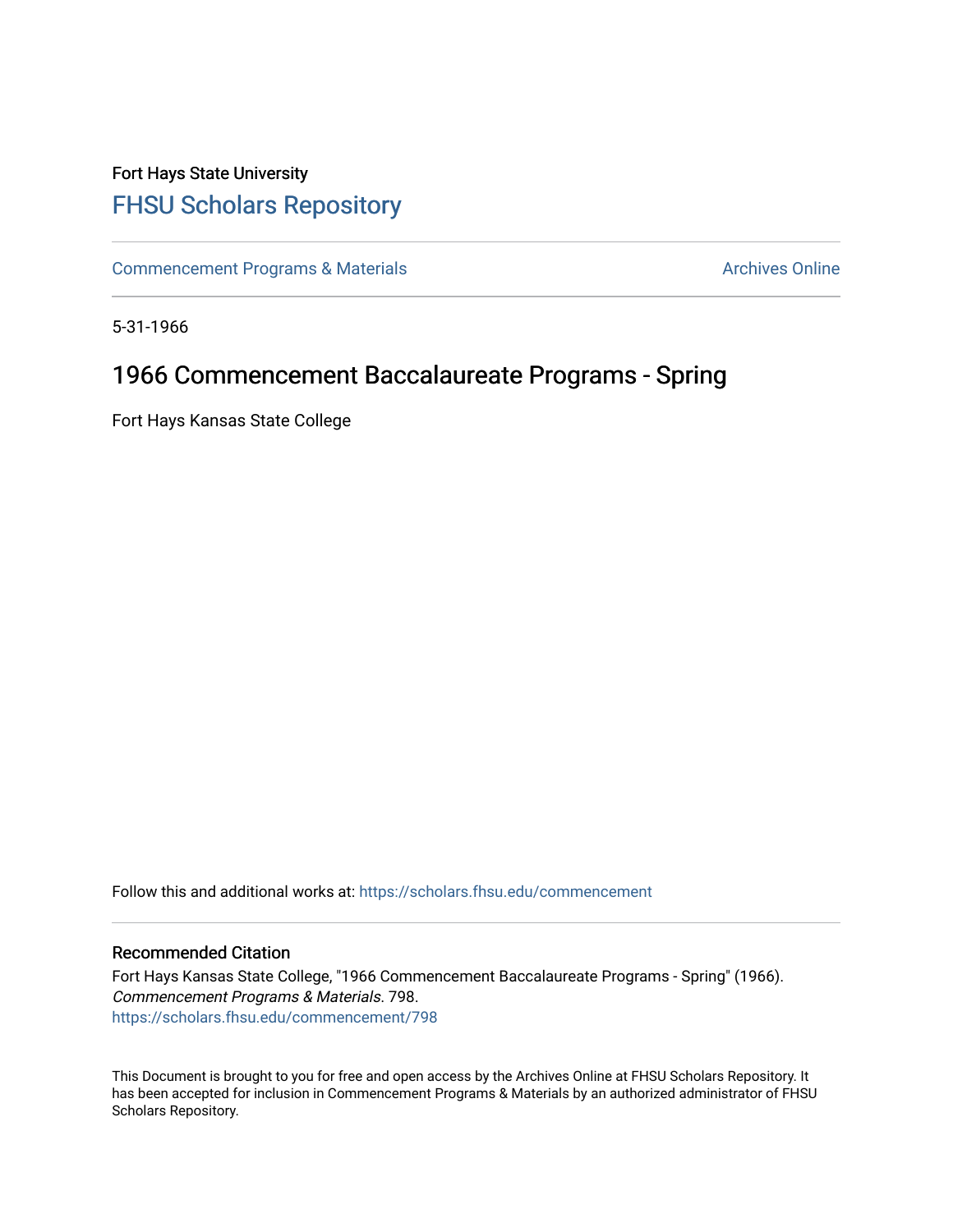Fort Hays State University

# FHSU Scholars Repository

Commencement Programs & Materials

Archives Online

5-31-1966

## 1966 Commencement Baccalaureate Programs - Spring

Fort Hays Kansas State College

Follow this and additional works at: https://scholars.fhsu.edu/commencement

### Recommended Citation

Fort Hays Kansas State College, "1966 Commencement Baccalaureate Programs - Spring" (1966). *Commencement Programs & Materials*. 798.
https://scholars.fhsu.edu/commencement/798

This Document is brought to you for free and open access by the Archives Online at FHSU Scholars Repository. It has been accepted for inclusion in Commencement Programs & Materials by an authorized administrator of FHSU Scholars Repository.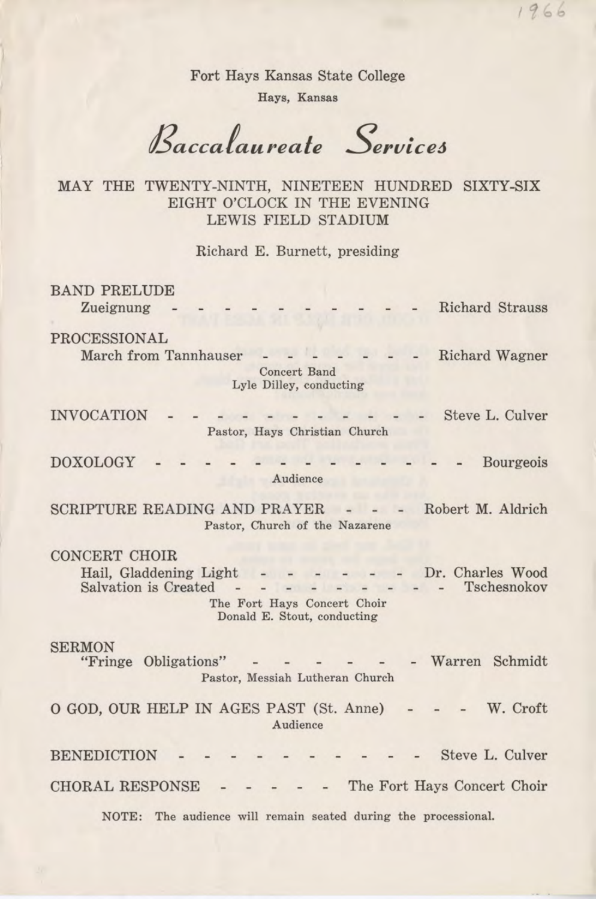Fort Hays Kansas State College

Hays, Kansas

# *Baccalaureate Services*

MAY THE TWENTY-NINTH, NINETEEN HUNDRED SIXTY-SIX
EIGHT O'CLOCK IN THE EVENING
LEWIS FIELD STADIUM

Richard E. Burnett, presiding

BAND PRELUDE
Zueignung - - - - - - - - - - - Richard Strauss

PROCESSIONAL
March from Tannhauser - - - - - - - Richard Wagner
Concert Band
Lyle Dilley, conducting

INVOCATION - - - - - - - - - - - - - Steve L. Culver
Pastor, Hays Christian Church

DOXOLOGY - - - - - - - - - - - - - - - - Bourgeois
Audience

SCRIPTURE READING AND PRAYER - - - - Robert M. Aldrich
Pastor, Church of the Nazarene

CONCERT CHOIR
Hail, Gladdening Light - - - - - - - Dr. Charles Wood
Salvation is Created - - - - - - - - - - Tschesnokov
The Fort Hays Concert Choir
Donald E. Stout, conducting

SERMON
"Fringe Obligations" - - - - - - - Warren Schmidt
Pastor, Messiah Lutheran Church

O GOD, OUR HELP IN AGES PAST (St. Anne) - - - W. Croft
Audience

BENEDICTION - - - - - - - - - - - - Steve L. Culver

CHORAL RESPONSE - - - - - The Fort Hays Concert Choir

NOTE: The audience will remain seated during the processional.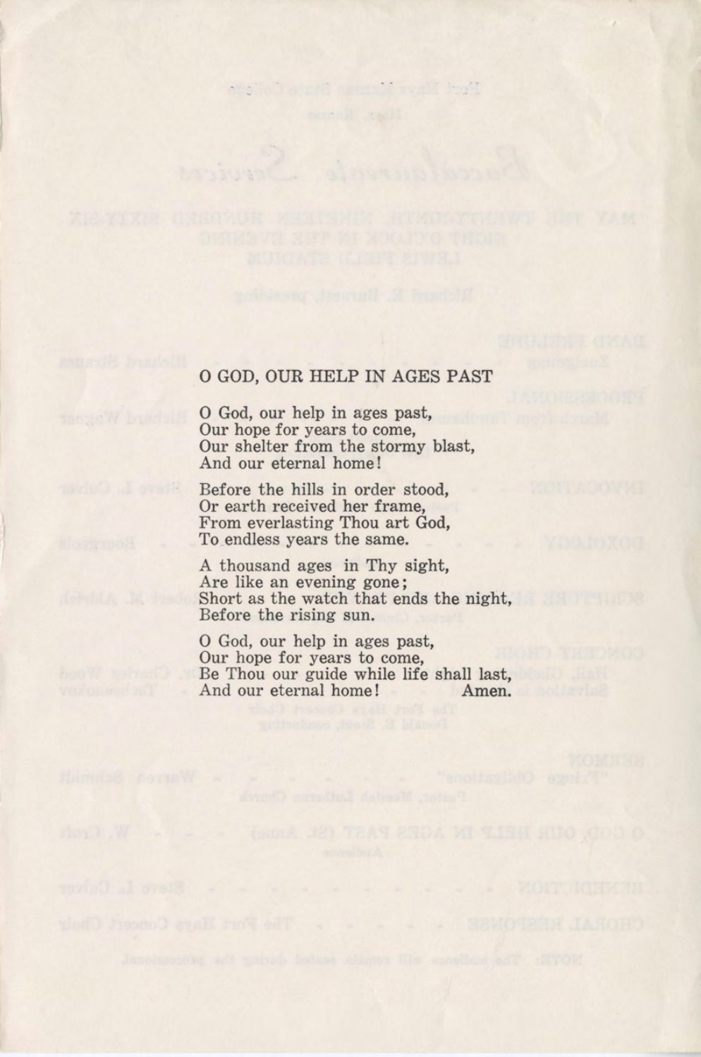## O GOD, OUR HELP IN AGES PAST

O God, our help in ages past,
Our hope for years to come,
Our shelter from the stormy blast,
And our eternal home!

Before the hills in order stood,
Or earth received her frame,
From everlasting Thou art God,
To endless years the same.

A thousand ages in Thy sight,
Are like an evening gone;
Short as the watch that ends the night,
Before the rising sun.

O God, our help in ages past,
Our hope for years to come,
Be Thou our guide while life shall last,
And our eternal home! Amen.